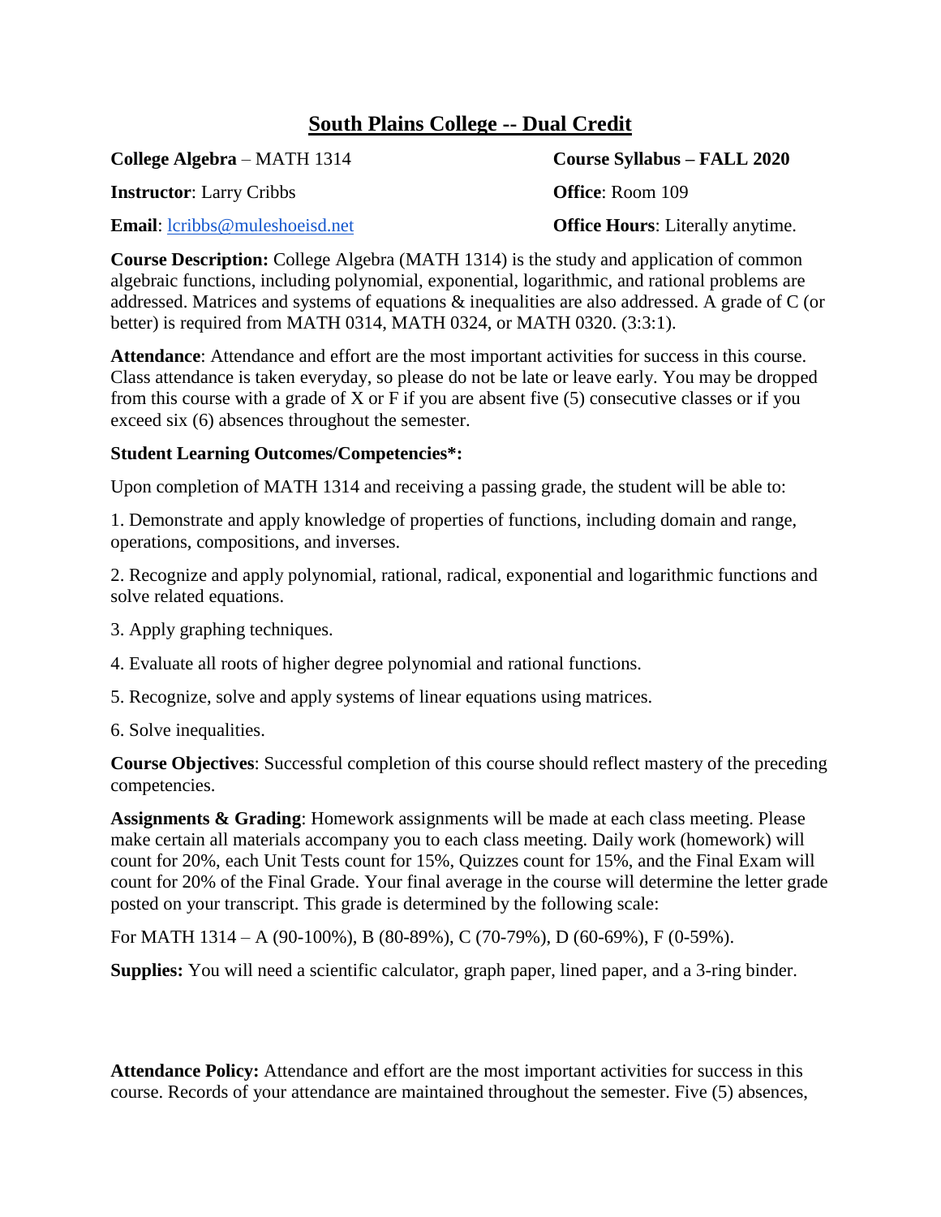# South Plains College -- Dual Credit

**College Algebra** – MATH 1314 **Course Syllabus – FALL 2020**

**Instructor**: Larry Cribbs **Office**: Room 109

**Email**: lcribbs@muleshoeisd.net **Office Hours**: Literally anytime.

**Course Description:** College Algebra (MATH 1314) is the study and application of common algebraic functions, including polynomial, exponential, logarithmic, and rational problems are addressed. Matrices and systems of equations & inequalities are also addressed. A grade of C (or better) is required from MATH 0314, MATH 0324, or MATH 0320. (3:3:1).

**Attendance**: Attendance and effort are the most important activities for success in this course. Class attendance is taken everyday, so please do not be late or leave early. You may be dropped from this course with a grade of X or F if you are absent five (5) consecutive classes or if you exceed six (6) absences throughout the semester.

**Student Learning Outcomes/Competencies*:**

Upon completion of MATH 1314 and receiving a passing grade, the student will be able to:

1. Demonstrate and apply knowledge of properties of functions, including domain and range, operations, compositions, and inverses.

2. Recognize and apply polynomial, rational, radical, exponential and logarithmic functions and solve related equations.

3. Apply graphing techniques.

4. Evaluate all roots of higher degree polynomial and rational functions.

5. Recognize, solve and apply systems of linear equations using matrices.

6. Solve inequalities.

**Course Objectives**: Successful completion of this course should reflect mastery of the preceding competencies.

**Assignments & Grading**: Homework assignments will be made at each class meeting. Please make certain all materials accompany you to each class meeting. Daily work (homework) will count for 20%, each Unit Tests count for 15%, Quizzes count for 15%, and the Final Exam will count for 20% of the Final Grade. Your final average in the course will determine the letter grade posted on your transcript. This grade is determined by the following scale:

For MATH 1314 – A (90-100%), B (80-89%), C (70-79%), D (60-69%), F (0-59%).

**Supplies:** You will need a scientific calculator, graph paper, lined paper, and a 3-ring binder.

**Attendance Policy:** Attendance and effort are the most important activities for success in this course. Records of your attendance are maintained throughout the semester. Five (5) absences,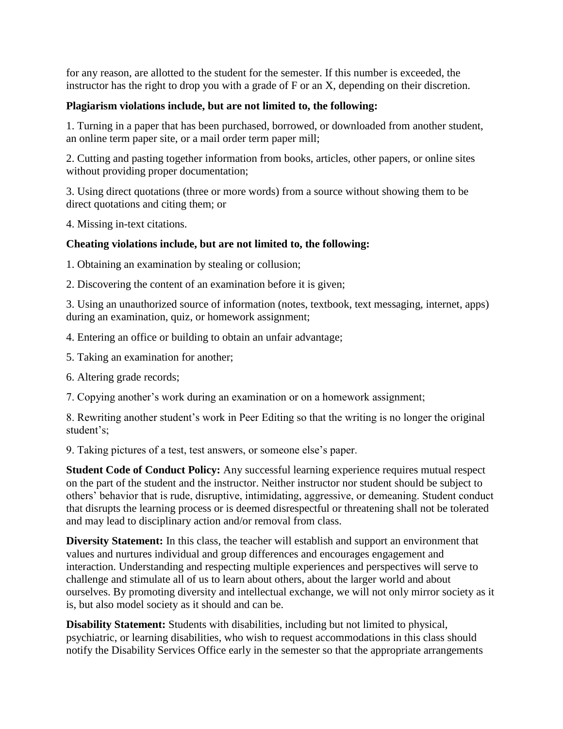for any reason, are allotted to the student for the semester. If this number is exceeded, the instructor has the right to drop you with a grade of F or an X, depending on their discretion.

**Plagiarism violations include, but are not limited to, the following:**

1. Turning in a paper that has been purchased, borrowed, or downloaded from another student, an online term paper site, or a mail order term paper mill;

2. Cutting and pasting together information from books, articles, other papers, or online sites without providing proper documentation;

3. Using direct quotations (three or more words) from a source without showing them to be direct quotations and citing them; or

4. Missing in-text citations.

**Cheating violations include, but are not limited to, the following:**

1. Obtaining an examination by stealing or collusion;

2. Discovering the content of an examination before it is given;

3. Using an unauthorized source of information (notes, textbook, text messaging, internet, apps) during an examination, quiz, or homework assignment;

4. Entering an office or building to obtain an unfair advantage;

5. Taking an examination for another;

6. Altering grade records;

7. Copying another's work during an examination or on a homework assignment;

8. Rewriting another student's work in Peer Editing so that the writing is no longer the original student's;

9. Taking pictures of a test, test answers, or someone else's paper.

**Student Code of Conduct Policy:** Any successful learning experience requires mutual respect on the part of the student and the instructor. Neither instructor nor student should be subject to others' behavior that is rude, disruptive, intimidating, aggressive, or demeaning. Student conduct that disrupts the learning process or is deemed disrespectful or threatening shall not be tolerated and may lead to disciplinary action and/or removal from class.

**Diversity Statement:** In this class, the teacher will establish and support an environment that values and nurtures individual and group differences and encourages engagement and interaction. Understanding and respecting multiple experiences and perspectives will serve to challenge and stimulate all of us to learn about others, about the larger world and about ourselves. By promoting diversity and intellectual exchange, we will not only mirror society as it is, but also model society as it should and can be.

**Disability Statement:** Students with disabilities, including but not limited to physical, psychiatric, or learning disabilities, who wish to request accommodations in this class should notify the Disability Services Office early in the semester so that the appropriate arrangements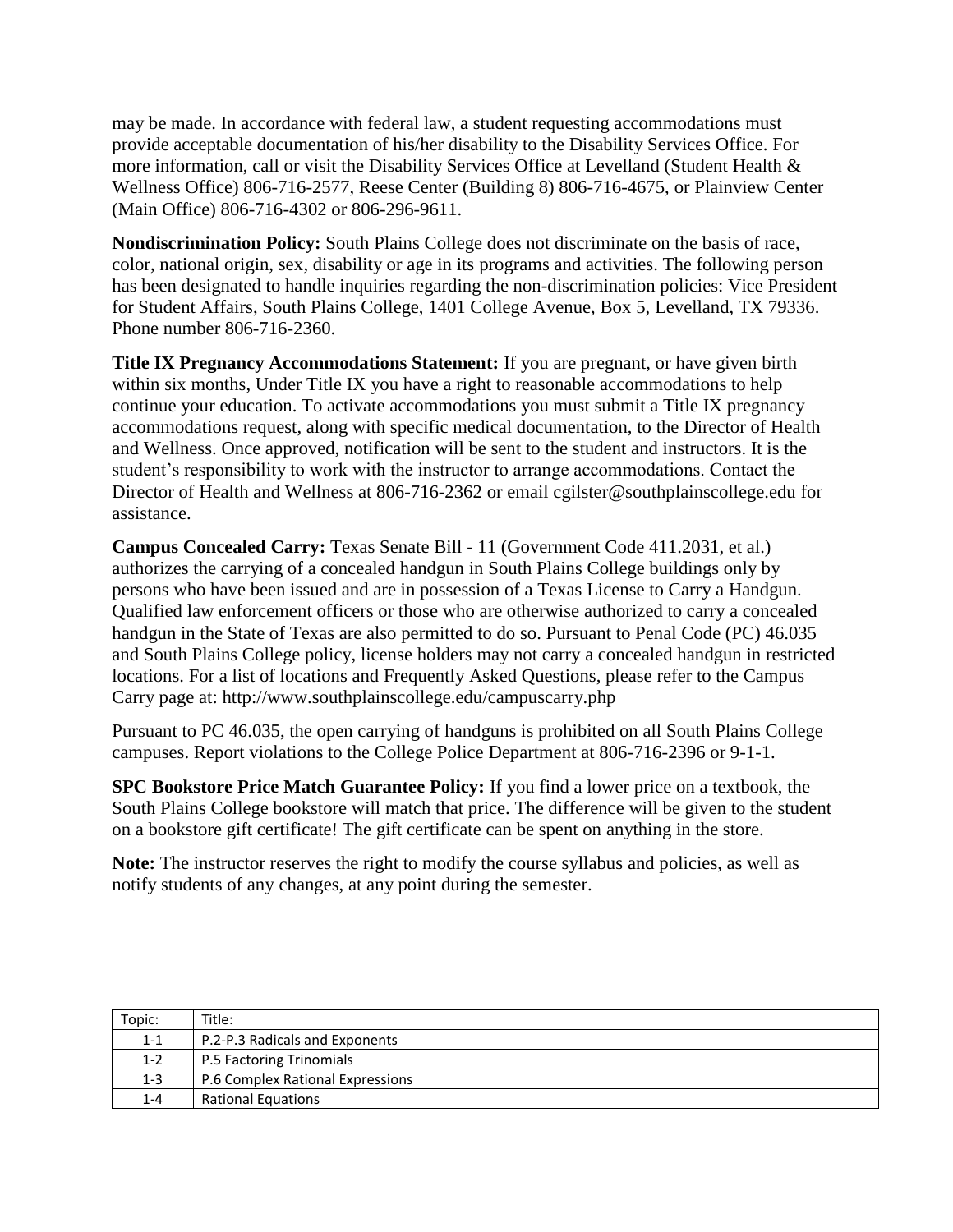may be made. In accordance with federal law, a student requesting accommodations must provide acceptable documentation of his/her disability to the Disability Services Office. For more information, call or visit the Disability Services Office at Levelland (Student Health & Wellness Office) 806-716-2577, Reese Center (Building 8) 806-716-4675, or Plainview Center (Main Office) 806-716-4302 or 806-296-9611.

**Nondiscrimination Policy:** South Plains College does not discriminate on the basis of race, color, national origin, sex, disability or age in its programs and activities. The following person has been designated to handle inquiries regarding the non-discrimination policies: Vice President for Student Affairs, South Plains College, 1401 College Avenue, Box 5, Levelland, TX 79336. Phone number 806-716-2360.

**Title IX Pregnancy Accommodations Statement:** If you are pregnant, or have given birth within six months, Under Title IX you have a right to reasonable accommodations to help continue your education. To activate accommodations you must submit a Title IX pregnancy accommodations request, along with specific medical documentation, to the Director of Health and Wellness. Once approved, notification will be sent to the student and instructors. It is the student's responsibility to work with the instructor to arrange accommodations. Contact the Director of Health and Wellness at 806-716-2362 or email cgilster@southplainscollege.edu for assistance.

**Campus Concealed Carry:** Texas Senate Bill - 11 (Government Code 411.2031, et al.) authorizes the carrying of a concealed handgun in South Plains College buildings only by persons who have been issued and are in possession of a Texas License to Carry a Handgun. Qualified law enforcement officers or those who are otherwise authorized to carry a concealed handgun in the State of Texas are also permitted to do so. Pursuant to Penal Code (PC) 46.035 and South Plains College policy, license holders may not carry a concealed handgun in restricted locations. For a list of locations and Frequently Asked Questions, please refer to the Campus Carry page at: http://www.southplainscollege.edu/campuscarry.php

Pursuant to PC 46.035, the open carrying of handguns is prohibited on all South Plains College campuses. Report violations to the College Police Department at 806-716-2396 or 9-1-1.

**SPC Bookstore Price Match Guarantee Policy:** If you find a lower price on a textbook, the South Plains College bookstore will match that price. The difference will be given to the student on a bookstore gift certificate! The gift certificate can be spent on anything in the store.

**Note:** The instructor reserves the right to modify the course syllabus and policies, as well as notify students of any changes, at any point during the semester.

| Topic: | Title: |
|---|---|
| 1-1 | P.2-P.3 Radicals and Exponents |
| 1-2 | P.5 Factoring Trinomials |
| 1-3 | P.6 Complex Rational Expressions |
| 1-4 | Rational Equations |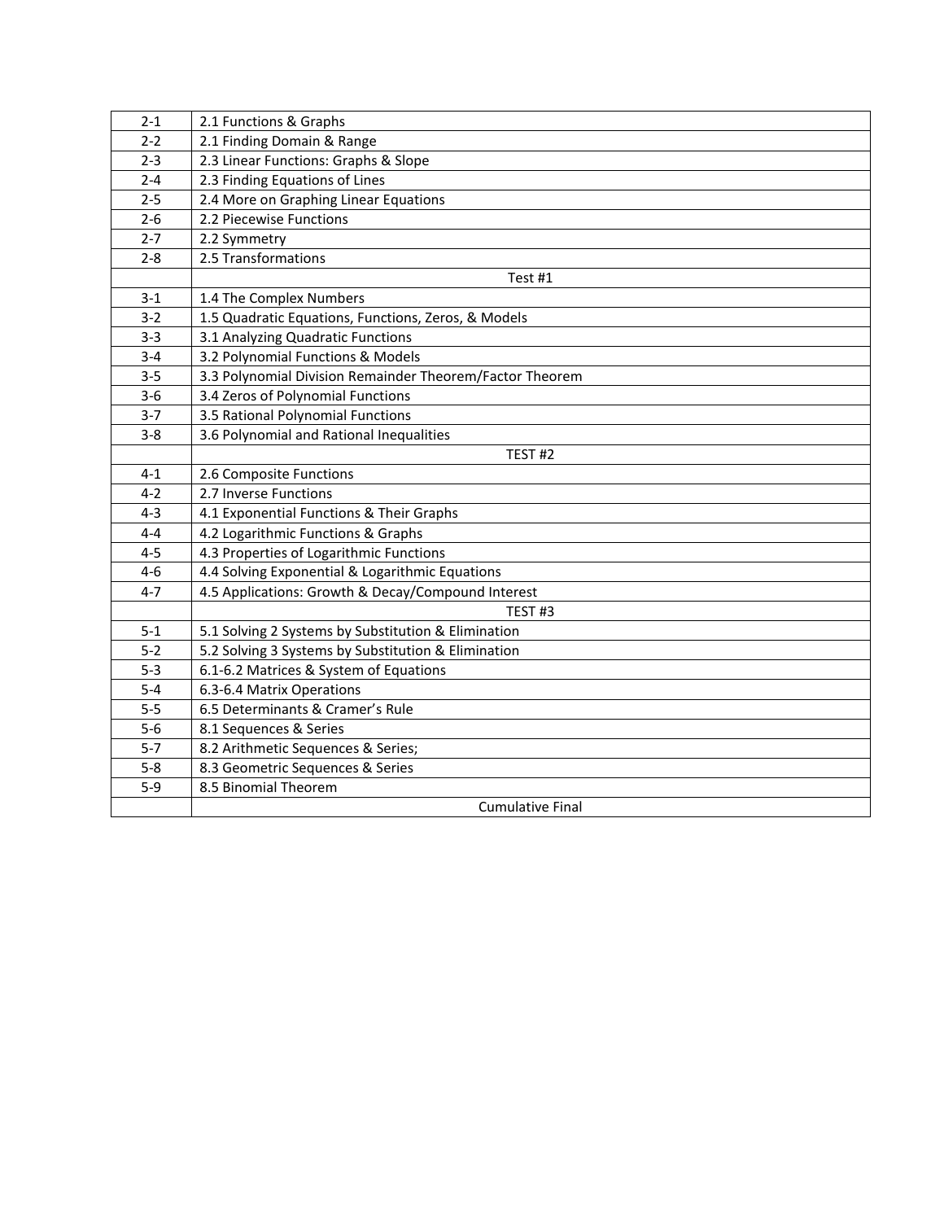| | |
|---|---|
| 2-1 | 2.1 Functions & Graphs |
| 2-2 | 2.1 Finding Domain & Range |
| 2-3 | 2.3 Linear Functions: Graphs & Slope |
| 2-4 | 2.3 Finding Equations of Lines |
| 2-5 | 2.4 More on Graphing Linear Equations |
| 2-6 | 2.2 Piecewise Functions |
| 2-7 | 2.2 Symmetry |
| 2-8 | 2.5 Transformations |
| | Test #1 |
| 3-1 | 1.4 The Complex Numbers |
| 3-2 | 1.5 Quadratic Equations, Functions, Zeros, & Models |
| 3-3 | 3.1 Analyzing Quadratic Functions |
| 3-4 | 3.2 Polynomial Functions & Models |
| 3-5 | 3.3 Polynomial Division Remainder Theorem/Factor Theorem |
| 3-6 | 3.4 Zeros of Polynomial Functions |
| 3-7 | 3.5 Rational Polynomial Functions |
| 3-8 | 3.6 Polynomial and Rational Inequalities |
| | TEST #2 |
| 4-1 | 2.6 Composite Functions |
| 4-2 | 2.7 Inverse Functions |
| 4-3 | 4.1 Exponential Functions & Their Graphs |
| 4-4 | 4.2 Logarithmic Functions & Graphs |
| 4-5 | 4.3 Properties of Logarithmic Functions |
| 4-6 | 4.4 Solving Exponential & Logarithmic Equations |
| 4-7 | 4.5 Applications: Growth & Decay/Compound Interest |
| | TEST #3 |
| 5-1 | 5.1 Solving 2 Systems by Substitution & Elimination |
| 5-2 | 5.2 Solving 3 Systems by Substitution & Elimination |
| 5-3 | 6.1-6.2 Matrices & System of Equations |
| 5-4 | 6.3-6.4 Matrix Operations |
| 5-5 | 6.5 Determinants & Cramer's Rule |
| 5-6 | 8.1 Sequences & Series |
| 5-7 | 8.2 Arithmetic Sequences & Series; |
| 5-8 | 8.3 Geometric Sequences & Series |
| 5-9 | 8.5 Binomial Theorem |
| | Cumulative Final |